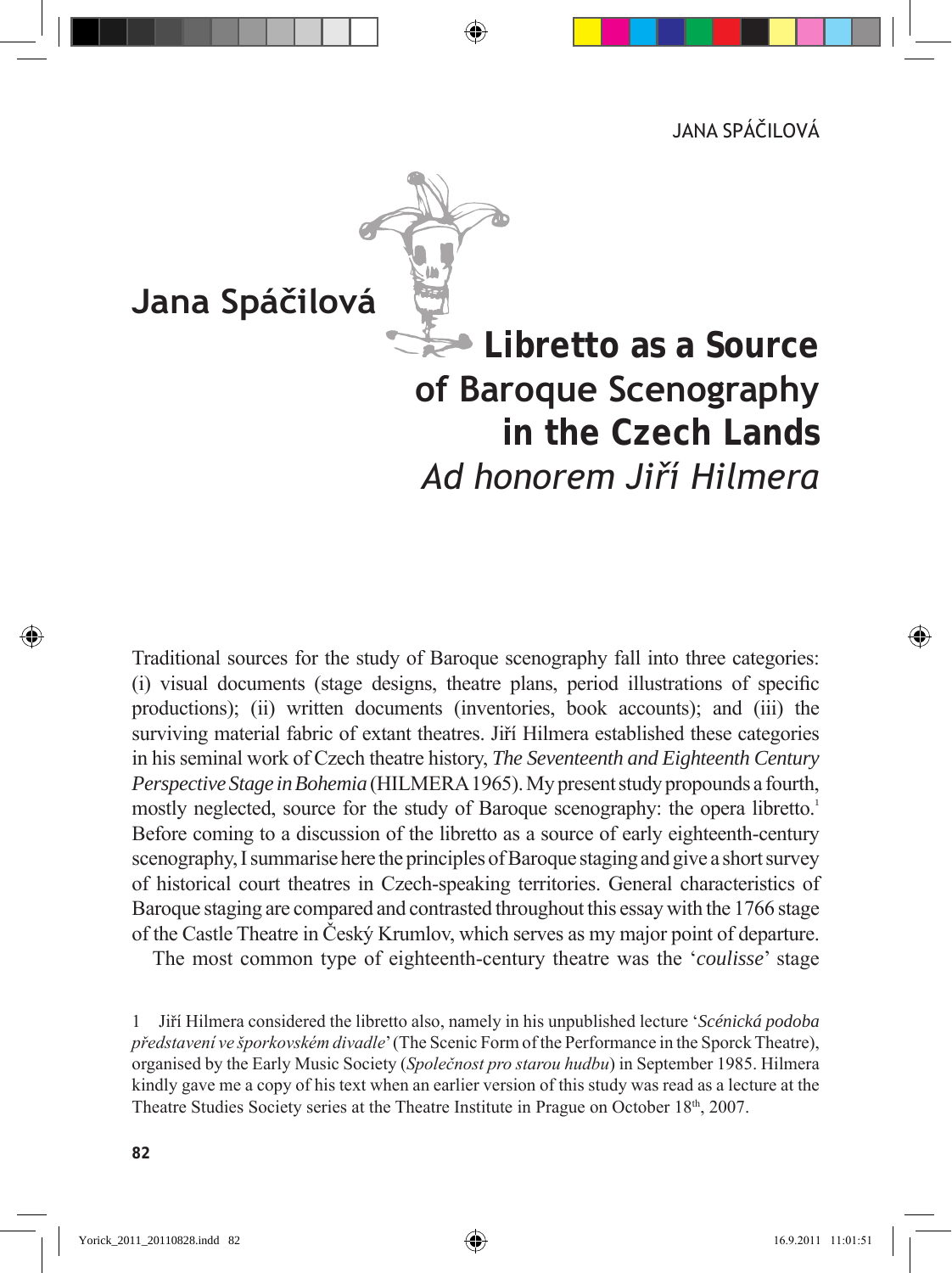**Jana Spáčilová**

# Libretto as a Source of Baroque Scenography in the Czech Lands

*Ad honorem Jiří Hilmera*

Traditional sources for the study of Baroque scenography fall into three categories: (i) visual documents (stage designs, theatre plans, period illustrations of specific productions); (ii) written documents (inventories, book accounts); and (iii) the surviving material fabric of extant theatres. Jiří Hilmera established these categories in his seminal work of Czech theatre history, *The Seventeenth and Eighteenth Century Perspective Stage in Bohemia* (HILMERA 1965). My present study propounds a fourth, mostly neglected, source for the study of Baroque scenography: the opera libretto.[1] Before coming to a discussion of the libretto as a source of early eighteenth-century scenography, I summarise here the principles of Baroque staging and give a short survey of historical court theatres in Czech-speaking territories. General characteristics of Baroque staging are compared and contrasted throughout this essay with the 1766 stage of the Castle Theatre in Český Krumlov, which serves as my major point of departure.

The most common type of eighteenth-century theatre was the '*coulisse*' stage

1 Jiří Hilmera considered the libretto also, namely in his unpublished lecture '*Scénická podoba představení ve šporkovském divadle*' (The Scenic Form of the Performance in the Sporck Theatre), organised by the Early Music Society (*Společnost pro starou hudbu*) in September 1985. Hilmera kindly gave me a copy of his text when an earlier version of this study was read as a lecture at the Theatre Studies Society series at the Theatre Institute in Prague on October 18th, 2007.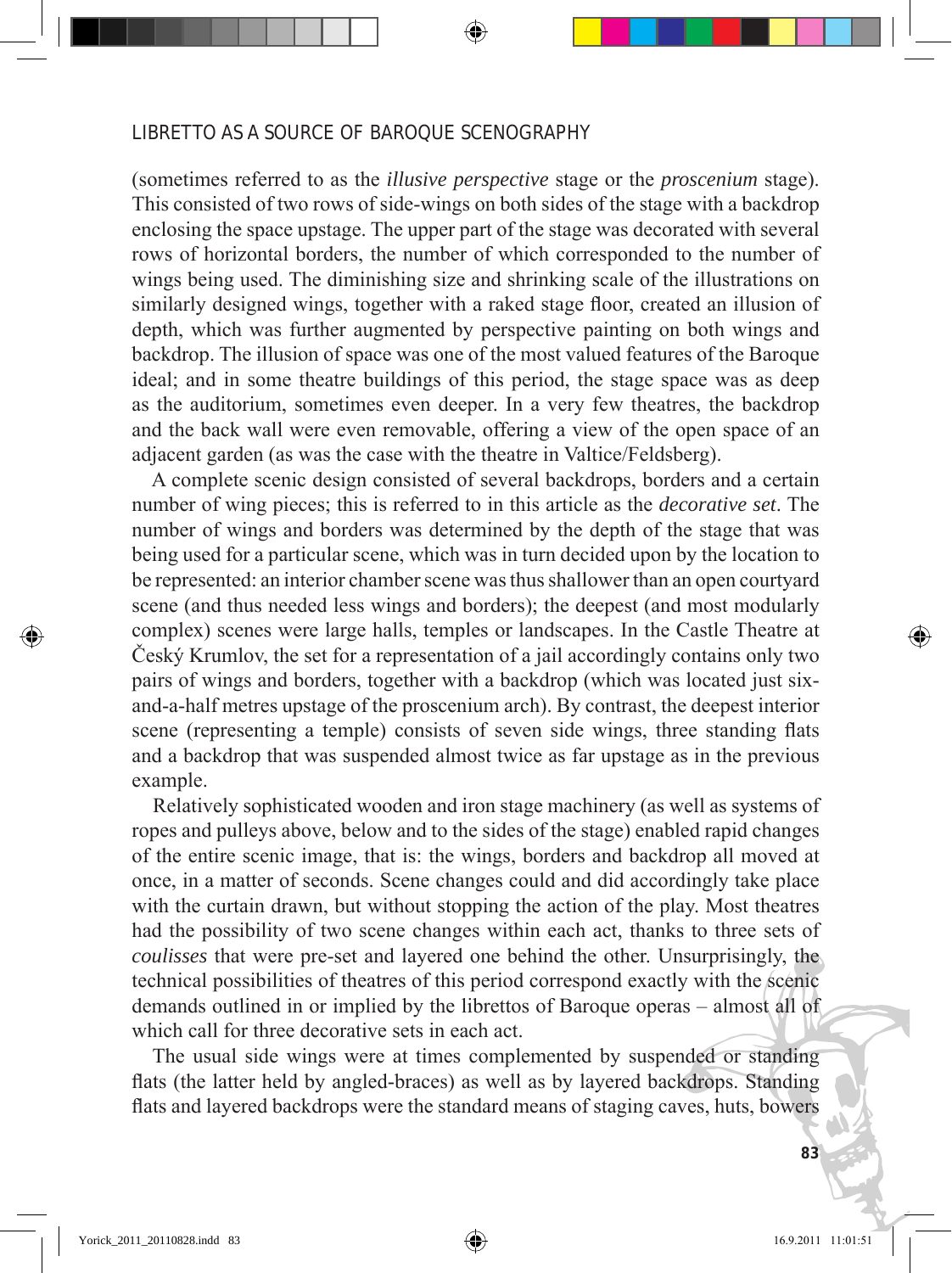(sometimes referred to as the *illusive perspective* stage or the *proscenium* stage). This consisted of two rows of side-wings on both sides of the stage with a backdrop enclosing the space upstage. The upper part of the stage was decorated with several rows of horizontal borders, the number of which corresponded to the number of wings being used. The diminishing size and shrinking scale of the illustrations on similarly designed wings, together with a raked stage floor, created an illusion of depth, which was further augmented by perspective painting on both wings and backdrop. The illusion of space was one of the most valued features of the Baroque ideal; and in some theatre buildings of this period, the stage space was as deep as the auditorium, sometimes even deeper. In a very few theatres, the backdrop and the back wall were even removable, offering a view of the open space of an adjacent garden (as was the case with the theatre in Valtice/Feldsberg).

A complete scenic design consisted of several backdrops, borders and a certain number of wing pieces; this is referred to in this article as the *decorative set*. The number of wings and borders was determined by the depth of the stage that was being used for a particular scene, which was in turn decided upon by the location to be represented: an interior chamber scene was thus shallower than an open courtyard scene (and thus needed less wings and borders); the deepest (and most modularly complex) scenes were large halls, temples or landscapes. In the Castle Theatre at Český Krumlov, the set for a representation of a jail accordingly contains only two pairs of wings and borders, together with a backdrop (which was located just six-and-a-half metres upstage of the proscenium arch). By contrast, the deepest interior scene (representing a temple) consists of seven side wings, three standing flats and a backdrop that was suspended almost twice as far upstage as in the previous example.

Relatively sophisticated wooden and iron stage machinery (as well as systems of ropes and pulleys above, below and to the sides of the stage) enabled rapid changes of the entire scenic image, that is: the wings, borders and backdrop all moved at once, in a matter of seconds. Scene changes could and did accordingly take place with the curtain drawn, but without stopping the action of the play. Most theatres had the possibility of two scene changes within each act, thanks to three sets of *coulisses* that were pre-set and layered one behind the other. Unsurprisingly, the technical possibilities of theatres of this period correspond exactly with the scenic demands outlined in or implied by the librettos of Baroque operas – almost all of which call for three decorative sets in each act.

The usual side wings were at times complemented by suspended or standing flats (the latter held by angled-braces) as well as by layered backdrops. Standing flats and layered backdrops were the standard means of staging caves, huts, bowers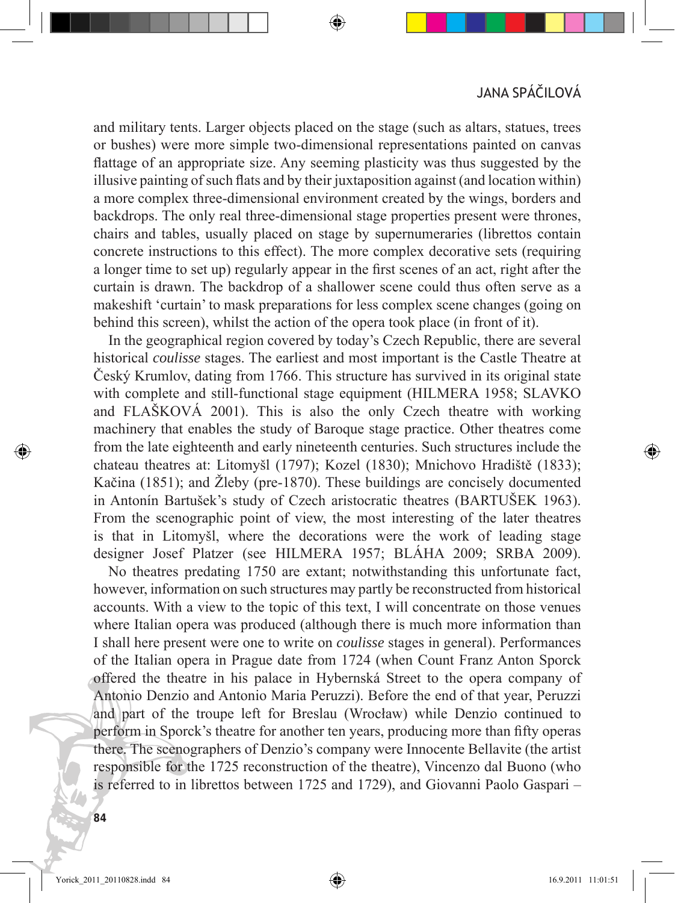and military tents. Larger objects placed on the stage (such as altars, statues, trees or bushes) were more simple two-dimensional representations painted on canvas flattage of an appropriate size. Any seeming plasticity was thus suggested by the illusive painting of such flats and by their juxtaposition against (and location within) a more complex three-dimensional environment created by the wings, borders and backdrops. The only real three-dimensional stage properties present were thrones, chairs and tables, usually placed on stage by supernumeraries (librettos contain concrete instructions to this effect). The more complex decorative sets (requiring a longer time to set up) regularly appear in the first scenes of an act, right after the curtain is drawn. The backdrop of a shallower scene could thus often serve as a makeshift 'curtain' to mask preparations for less complex scene changes (going on behind this screen), whilst the action of the opera took place (in front of it).

In the geographical region covered by today's Czech Republic, there are several historical *coulisse* stages. The earliest and most important is the Castle Theatre at Český Krumlov, dating from 1766. This structure has survived in its original state with complete and still-functional stage equipment (HILMERA 1958; SLAVKO and FLAŠKOVÁ 2001). This is also the only Czech theatre with working machinery that enables the study of Baroque stage practice. Other theatres come from the late eighteenth and early nineteenth centuries. Such structures include the chateau theatres at: Litomyšl (1797); Kozel (1830); Mnichovo Hradiště (1833); Kačina (1851); and Žleby (pre-1870). These buildings are concisely documented in Antonín Bartušek's study of Czech aristocratic theatres (BARTUŠEK 1963). From the scenographic point of view, the most interesting of the later theatres is that in Litomyšl, where the decorations were the work of leading stage designer Josef Platzer (see HILMERA 1957; BLÁHA 2009; SRBA 2009).

No theatres predating 1750 are extant; notwithstanding this unfortunate fact, however, information on such structures may partly be reconstructed from historical accounts. With a view to the topic of this text, I will concentrate on those venues where Italian opera was produced (although there is much more information than I shall here present were one to write on *coulisse* stages in general). Performances of the Italian opera in Prague date from 1724 (when Count Franz Anton Sporck offered the theatre in his palace in Hybernská Street to the opera company of Antonio Denzio and Antonio Maria Peruzzi). Before the end of that year, Peruzzi and part of the troupe left for Breslau (Wrocław) while Denzio continued to perform in Sporck's theatre for another ten years, producing more than fifty operas there. The scenographers of Denzio's company were Innocente Bellavite (the artist responsible for the 1725 reconstruction of the theatre), Vincenzo dal Buono (who is referred to in librettos between 1725 and 1729), and Giovanni Paolo Gaspari –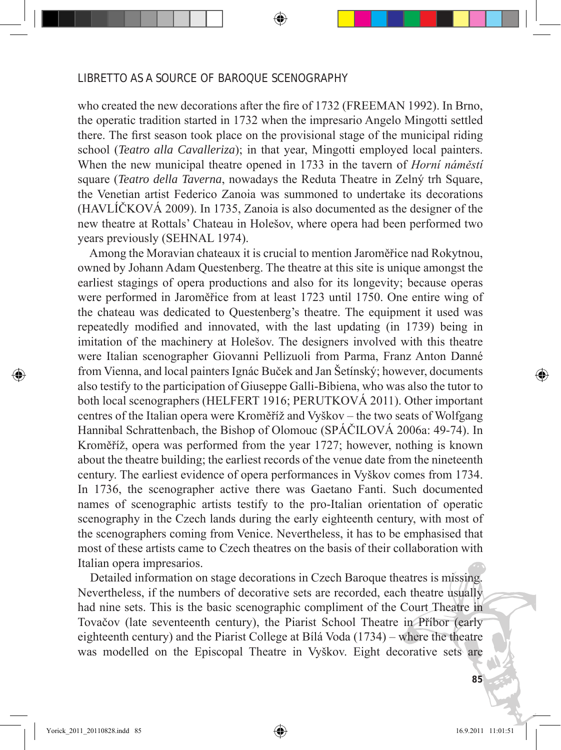who created the new decorations after the fire of 1732 (FREEMAN 1992). In Brno, the operatic tradition started in 1732 when the impresario Angelo Mingotti settled there. The first season took place on the provisional stage of the municipal riding school (*Teatro alla Cavalleriza*); in that year, Mingotti employed local painters. When the new municipal theatre opened in 1733 in the tavern of *Horní náměstí* square (*Teatro della Taverna*, nowadays the Reduta Theatre in Zelný trh Square, the Venetian artist Federico Zanoia was summoned to undertake its decorations (HAVLÍČKOVÁ 2009). In 1735, Zanoia is also documented as the designer of the new theatre at Rottals' Chateau in Holešov, where opera had been performed two years previously (SEHNAL 1974).

Among the Moravian chateaux it is crucial to mention Jaroměřice nad Rokytnou, owned by Johann Adam Questenberg. The theatre at this site is unique amongst the earliest stagings of opera productions and also for its longevity; because operas were performed in Jaroměřice from at least 1723 until 1750. One entire wing of the chateau was dedicated to Questenberg's theatre. The equipment it used was repeatedly modified and innovated, with the last updating (in 1739) being in imitation of the machinery at Holešov. The designers involved with this theatre were Italian scenographer Giovanni Pellizuoli from Parma, Franz Anton Danné from Vienna, and local painters Ignác Buček and Jan Šetínský; however, documents also testify to the participation of Giuseppe Galli-Bibiena, who was also the tutor to both local scenographers (HELFERT 1916; PERUTKOVÁ 2011). Other important centres of the Italian opera were Kroměříž and Vyškov – the two seats of Wolfgang Hannibal Schrattenbach, the Bishop of Olomouc (SPÁČILOVÁ 2006a: 49-74). In Kroměříž, opera was performed from the year 1727; however, nothing is known about the theatre building; the earliest records of the venue date from the nineteenth century. The earliest evidence of opera performances in Vyškov comes from 1734. In 1736, the scenographer active there was Gaetano Fanti. Such documented names of scenographic artists testify to the pro-Italian orientation of operatic scenography in the Czech lands during the early eighteenth century, with most of the scenographers coming from Venice. Nevertheless, it has to be emphasised that most of these artists came to Czech theatres on the basis of their collaboration with Italian opera impresarios.

Detailed information on stage decorations in Czech Baroque theatres is missing. Nevertheless, if the numbers of decorative sets are recorded, each theatre usually had nine sets. This is the basic scenographic compliment of the Court Theatre in Tovačov (late seventeenth century), the Piarist School Theatre in Příbor (early eighteenth century) and the Piarist College at Bílá Voda (1734) – where the theatre was modelled on the Episcopal Theatre in Vyškov. Eight decorative sets are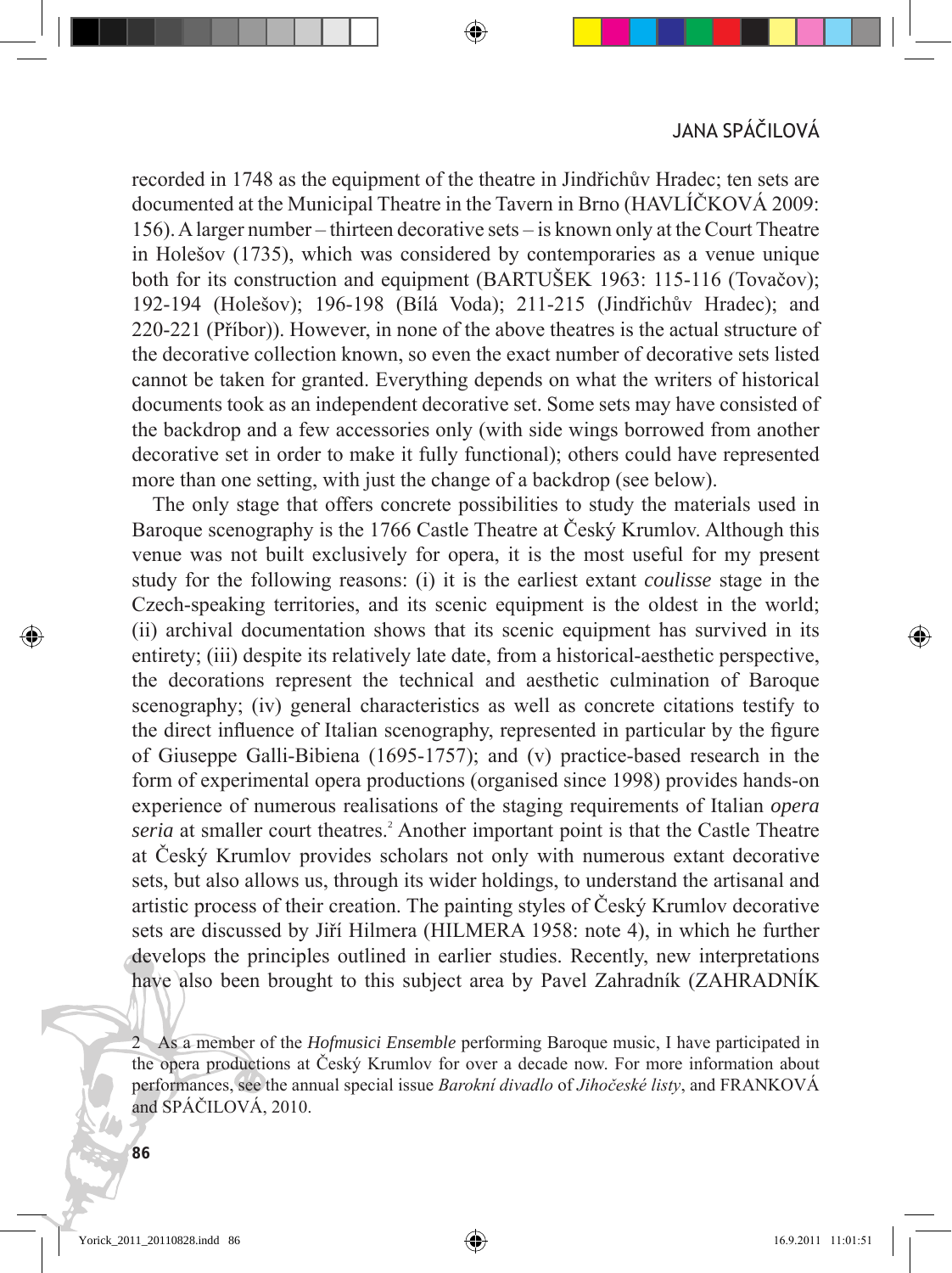recorded in 1748 as the equipment of the theatre in Jindřichův Hradec; ten sets are documented at the Municipal Theatre in the Tavern in Brno (HAVLÍČKOVÁ 2009: 156). A larger number – thirteen decorative sets – is known only at the Court Theatre in Holešov (1735), which was considered by contemporaries as a venue unique both for its construction and equipment (BARTUŠEK 1963: 115-116 (Tovačov); 192-194 (Holešov); 196-198 (Bílá Voda); 211-215 (Jindřichův Hradec); and 220-221 (Příbor)). However, in none of the above theatres is the actual structure of the decorative collection known, so even the exact number of decorative sets listed cannot be taken for granted. Everything depends on what the writers of historical documents took as an independent decorative set. Some sets may have consisted of the backdrop and a few accessories only (with side wings borrowed from another decorative set in order to make it fully functional); others could have represented more than one setting, with just the change of a backdrop (see below).

The only stage that offers concrete possibilities to study the materials used in Baroque scenography is the 1766 Castle Theatre at Český Krumlov. Although this venue was not built exclusively for opera, it is the most useful for my present study for the following reasons: (i) it is the earliest extant *coulisse* stage in the Czech-speaking territories, and its scenic equipment is the oldest in the world; (ii) archival documentation shows that its scenic equipment has survived in its entirety; (iii) despite its relatively late date, from a historical-aesthetic perspective, the decorations represent the technical and aesthetic culmination of Baroque scenography; (iv) general characteristics as well as concrete citations testify to the direct influence of Italian scenography, represented in particular by the figure of Giuseppe Galli-Bibiena (1695-1757); and (v) practice-based research in the form of experimental opera productions (organised since 1998) provides hands-on experience of numerous realisations of the staging requirements of Italian *opera seria* at smaller court theatres.[2] Another important point is that the Castle Theatre at Český Krumlov provides scholars not only with numerous extant decorative sets, but also allows us, through its wider holdings, to understand the artisanal and artistic process of their creation. The painting styles of Český Krumlov decorative sets are discussed by Jiří Hilmera (HILMERA 1958: note 4), in which he further develops the principles outlined in earlier studies. Recently, new interpretations have also been brought to this subject area by Pavel Zahradník (ZAHRADNÍK

2 As a member of the *Hofmusici Ensemble* performing Baroque music, I have participated in the opera productions at Český Krumlov for over a decade now. For more information about performances, see the annual special issue *Barokní divadlo* of *Jihočeské listy*, and FRANKOVÁ and SPÁČILOVÁ, 2010.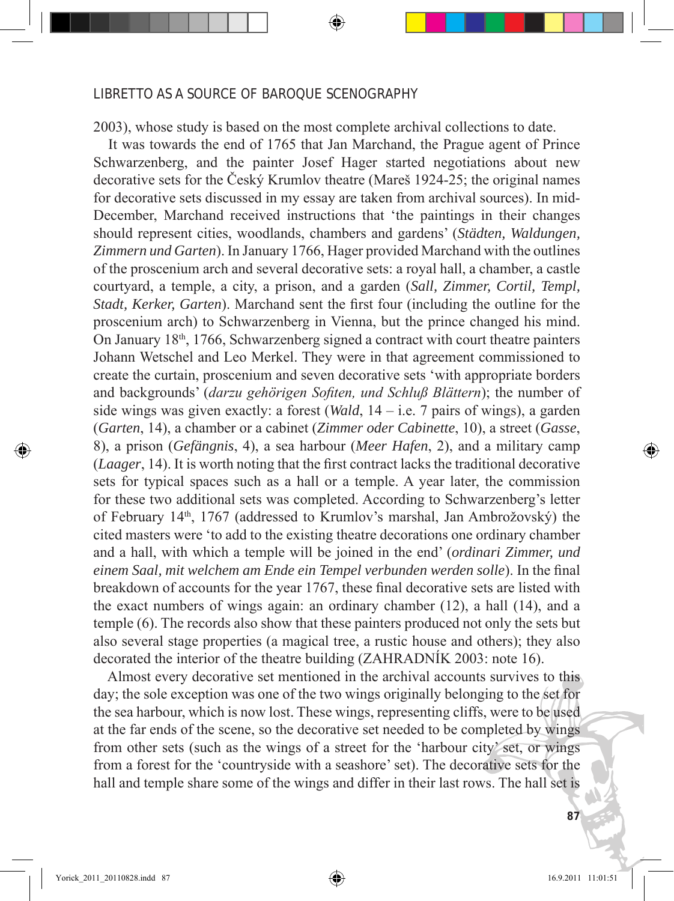2003), whose study is based on the most complete archival collections to date.

It was towards the end of 1765 that Jan Marchand, the Prague agent of Prince Schwarzenberg, and the painter Josef Hager started negotiations about new decorative sets for the Český Krumlov theatre (Mareš 1924-25; the original names for decorative sets discussed in my essay are taken from archival sources). In mid-December, Marchand received instructions that 'the paintings in their changes should represent cities, woodlands, chambers and gardens' (*Städten, Waldungen, Zimmern und Garten*). In January 1766, Hager provided Marchand with the outlines of the proscenium arch and several decorative sets: a royal hall, a chamber, a castle courtyard, a temple, a city, a prison, and a garden (*Sall, Zimmer, Cortil, Templ, Stadt, Kerker, Garten*). Marchand sent the first four (including the outline for the proscenium arch) to Schwarzenberg in Vienna, but the prince changed his mind. On January 18th, 1766, Schwarzenberg signed a contract with court theatre painters Johann Wetschel and Leo Merkel. They were in that agreement commissioned to create the curtain, proscenium and seven decorative sets 'with appropriate borders and backgrounds' (*darzu gehörigen Sofiten, und Schluß Blättern*); the number of side wings was given exactly: a forest (*Wald*, 14 – i.e. 7 pairs of wings), a garden (*Garten*, 14), a chamber or a cabinet (*Zimmer oder Cabinette*, 10), a street (*Gasse*, 8), a prison (*Gefängnis*, 4), a sea harbour (*Meer Hafen*, 2), and a military camp (*Laager*, 14). It is worth noting that the first contract lacks the traditional decorative sets for typical spaces such as a hall or a temple. A year later, the commission for these two additional sets was completed. According to Schwarzenberg's letter of February 14th, 1767 (addressed to Krumlov's marshal, Jan Ambrožovský) the cited masters were 'to add to the existing theatre decorations one ordinary chamber and a hall, with which a temple will be joined in the end' (*ordinari Zimmer, und einem Saal, mit welchem am Ende ein Tempel verbunden werden solle*). In the final breakdown of accounts for the year 1767, these final decorative sets are listed with the exact numbers of wings again: an ordinary chamber (12), a hall (14), and a temple (6). The records also show that these painters produced not only the sets but also several stage properties (a magical tree, a rustic house and others); they also decorated the interior of the theatre building (ZAHRADNÍK 2003: note 16).

Almost every decorative set mentioned in the archival accounts survives to this day; the sole exception was one of the two wings originally belonging to the set for the sea harbour, which is now lost. These wings, representing cliffs, were to be used at the far ends of the scene, so the decorative set needed to be completed by wings from other sets (such as the wings of a street for the 'harbour city' set, or wings from a forest for the 'countryside with a seashore' set). The decorative sets for the hall and temple share some of the wings and differ in their last rows. The hall set is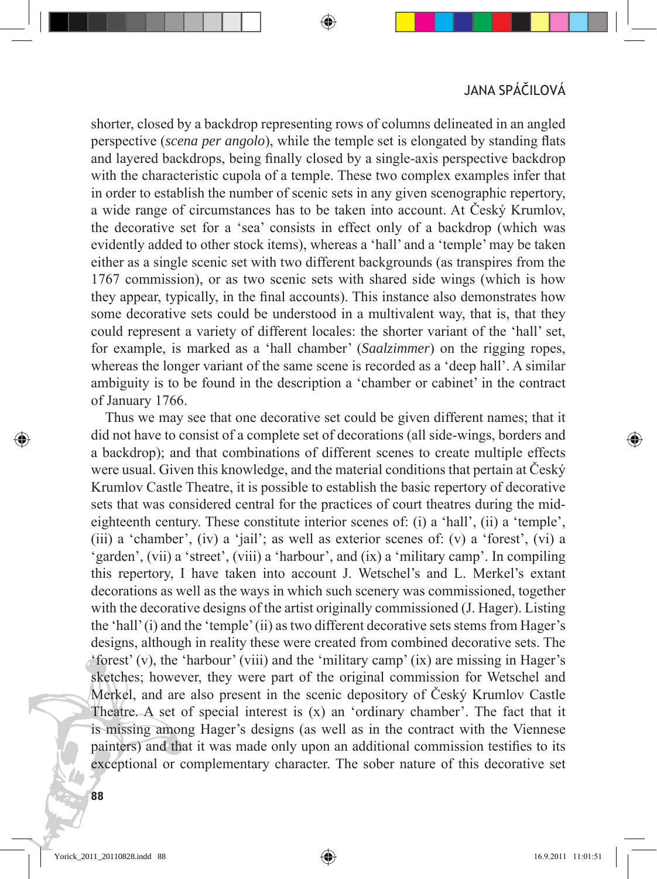shorter, closed by a backdrop representing rows of columns delineated in an angled perspective (*scena per angolo*), while the temple set is elongated by standing flats and layered backdrops, being finally closed by a single-axis perspective backdrop with the characteristic cupola of a temple. These two complex examples infer that in order to establish the number of scenic sets in any given scenographic repertory, a wide range of circumstances has to be taken into account. At Český Krumlov, the decorative set for a 'sea' consists in effect only of a backdrop (which was evidently added to other stock items), whereas a 'hall' and a 'temple' may be taken either as a single scenic set with two different backgrounds (as transpires from the 1767 commission), or as two scenic sets with shared side wings (which is how they appear, typically, in the final accounts). This instance also demonstrates how some decorative sets could be understood in a multivalent way, that is, that they could represent a variety of different locales: the shorter variant of the 'hall' set, for example, is marked as a 'hall chamber' (*Saalzimmer*) on the rigging ropes, whereas the longer variant of the same scene is recorded as a 'deep hall'. A similar ambiguity is to be found in the description a 'chamber or cabinet' in the contract of January 1766.

Thus we may see that one decorative set could be given different names; that it did not have to consist of a complete set of decorations (all side-wings, borders and a backdrop); and that combinations of different scenes to create multiple effects were usual. Given this knowledge, and the material conditions that pertain at Český Krumlov Castle Theatre, it is possible to establish the basic repertory of decorative sets that was considered central for the practices of court theatres during the mid-eighteenth century. These constitute interior scenes of: (i) a 'hall', (ii) a 'temple', (iii) a 'chamber', (iv) a 'jail'; as well as exterior scenes of: (v) a 'forest', (vi) a 'garden', (vii) a 'street', (viii) a 'harbour', and (ix) a 'military camp'. In compiling this repertory, I have taken into account J. Wetschel's and L. Merkel's extant decorations as well as the ways in which such scenery was commissioned, together with the decorative designs of the artist originally commissioned (J. Hager). Listing the 'hall' (i) and the 'temple' (ii) as two different decorative sets stems from Hager's designs, although in reality these were created from combined decorative sets. The 'forest' (v), the 'harbour' (viii) and the 'military camp' (ix) are missing in Hager's sketches; however, they were part of the original commission for Wetschel and Merkel, and are also present in the scenic depository of Český Krumlov Castle Theatre. A set of special interest is (x) an 'ordinary chamber'. The fact that it is missing among Hager's designs (as well as in the contract with the Viennese painters) and that it was made only upon an additional commission testifies to its exceptional or complementary character. The sober nature of this decorative set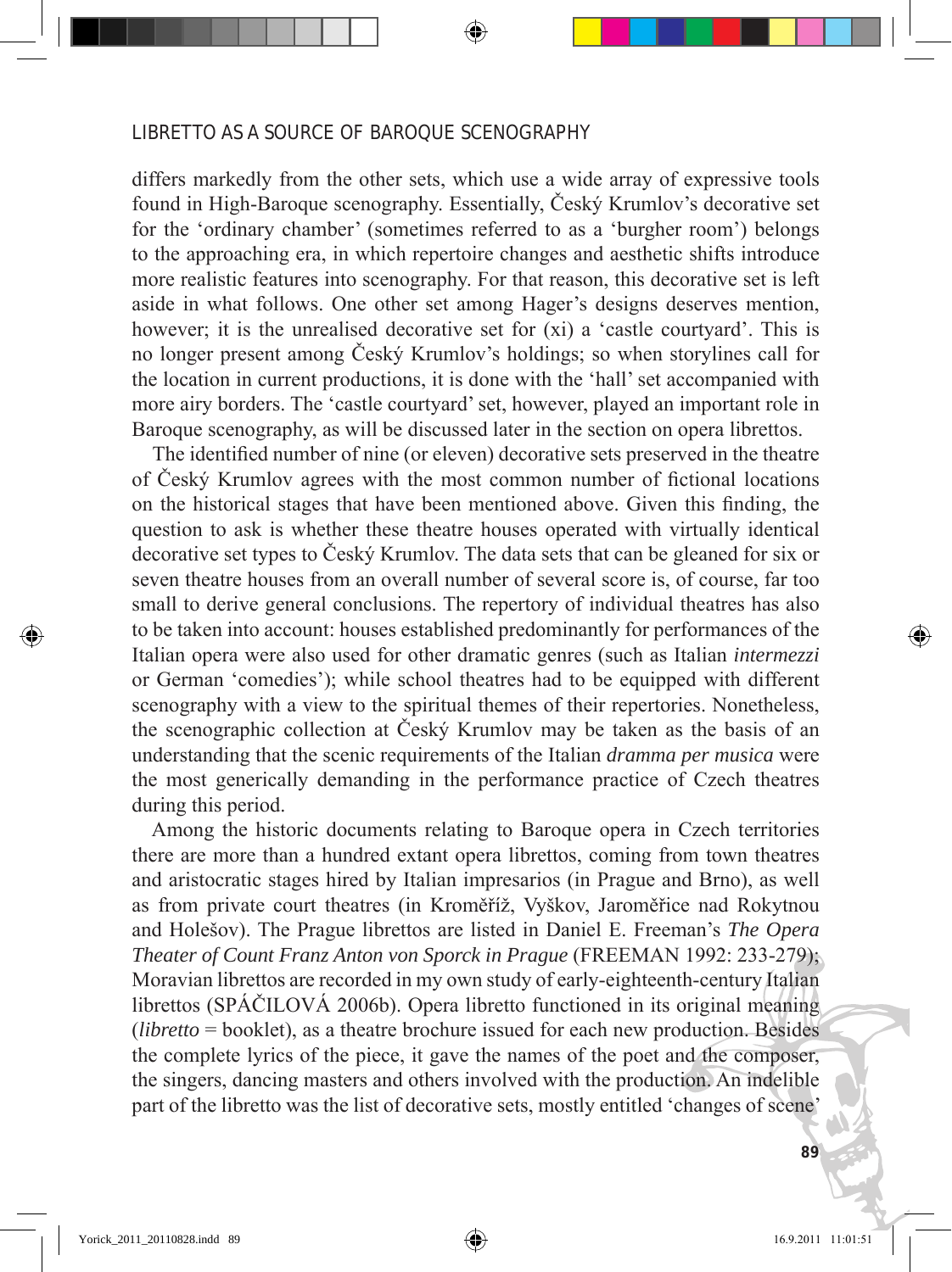differs markedly from the other sets, which use a wide array of expressive tools found in High-Baroque scenography. Essentially, Český Krumlov's decorative set for the 'ordinary chamber' (sometimes referred to as a 'burgher room') belongs to the approaching era, in which repertoire changes and aesthetic shifts introduce more realistic features into scenography. For that reason, this decorative set is left aside in what follows. One other set among Hager's designs deserves mention, however; it is the unrealised decorative set for (xi) a 'castle courtyard'. This is no longer present among Český Krumlov's holdings; so when storylines call for the location in current productions, it is done with the 'hall' set accompanied with more airy borders. The 'castle courtyard' set, however, played an important role in Baroque scenography, as will be discussed later in the section on opera librettos.

The identified number of nine (or eleven) decorative sets preserved in the theatre of Český Krumlov agrees with the most common number of fictional locations on the historical stages that have been mentioned above. Given this finding, the question to ask is whether these theatre houses operated with virtually identical decorative set types to Český Krumlov. The data sets that can be gleaned for six or seven theatre houses from an overall number of several score is, of course, far too small to derive general conclusions. The repertory of individual theatres has also to be taken into account: houses established predominantly for performances of the Italian opera were also used for other dramatic genres (such as Italian *intermezzi* or German 'comedies'); while school theatres had to be equipped with different scenography with a view to the spiritual themes of their repertoires. Nonetheless, the scenographic collection at Český Krumlov may be taken as the basis of an understanding that the scenic requirements of the Italian *dramma per musica* were the most generically demanding in the performance practice of Czech theatres during this period.

Among the historic documents relating to Baroque opera in Czech territories there are more than a hundred extant opera librettos, coming from town theatres and aristocratic stages hired by Italian impresarios (in Prague and Brno), as well as from private court theatres (in Kroměříž, Vyškov, Jaroměřice nad Rokytnou and Holešov). The Prague librettos are listed in Daniel E. Freeman's *The Opera Theater of Count Franz Anton von Sporck in Prague* (FREEMAN 1992: 233-279); Moravian librettos are recorded in my own study of early-eighteenth-century Italian librettos (SPÁČILOVÁ 2006b). Opera libretto functioned in its original meaning (*libretto* = booklet), as a theatre brochure issued for each new production. Besides the complete lyrics of the piece, it gave the names of the poet and the composer, the singers, dancing masters and others involved with the production. An indelible part of the libretto was the list of decorative sets, mostly entitled 'changes of scene'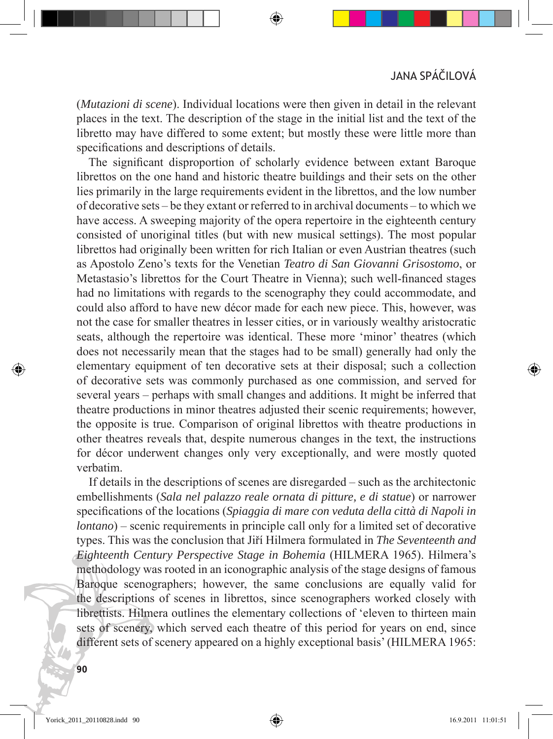(*Mutazioni di scene*). Individual locations were then given in detail in the relevant places in the text. The description of the stage in the initial list and the text of the libretto may have differed to some extent; but mostly these were little more than specifications and descriptions of details.

The significant disproportion of scholarly evidence between extant Baroque librettos on the one hand and historic theatre buildings and their sets on the other lies primarily in the large requirements evident in the librettos, and the low number of decorative sets – be they extant or referred to in archival documents – to which we have access. A sweeping majority of the opera repertoire in the eighteenth century consisted of unoriginal titles (but with new musical settings). The most popular librettos had originally been written for rich Italian or even Austrian theatres (such as Apostolo Zeno's texts for the Venetian *Teatro di San Giovanni Grisostomo*, or Metastasio's librettos for the Court Theatre in Vienna); such well-financed stages had no limitations with regards to the scenography they could accommodate, and could also afford to have new décor made for each new piece. This, however, was not the case for smaller theatres in lesser cities, or in variously wealthy aristocratic seats, although the repertoire was identical. These more 'minor' theatres (which does not necessarily mean that the stages had to be small) generally had only the elementary equipment of ten decorative sets at their disposal; such a collection of decorative sets was commonly purchased as one commission, and served for several years – perhaps with small changes and additions. It might be inferred that theatre productions in minor theatres adjusted their scenic requirements; however, the opposite is true. Comparison of original librettos with theatre productions in other theatres reveals that, despite numerous changes in the text, the instructions for décor underwent changes only very exceptionally, and were mostly quoted verbatim.

If details in the descriptions of scenes are disregarded – such as the architectonic embellishments (*Sala nel palazzo reale ornata di pitture, e di statue*) or narrower specifications of the locations (*Spiaggia di mare con veduta della città di Napoli in lontano*) – scenic requirements in principle call only for a limited set of decorative types. This was the conclusion that Jiří Hilmera formulated in *The Seventeenth and Eighteenth Century Perspective Stage in Bohemia* (HILMERA 1965). Hilmera's methodology was rooted in an iconographic analysis of the stage designs of famous Baroque scenographers; however, the same conclusions are equally valid for the descriptions of scenes in librettos, since scenographers worked closely with librettists. Hilmera outlines the elementary collections of 'eleven to thirteen main sets of scenery, which served each theatre of this period for years on end, since different sets of scenery appeared on a highly exceptional basis' (HILMERA 1965: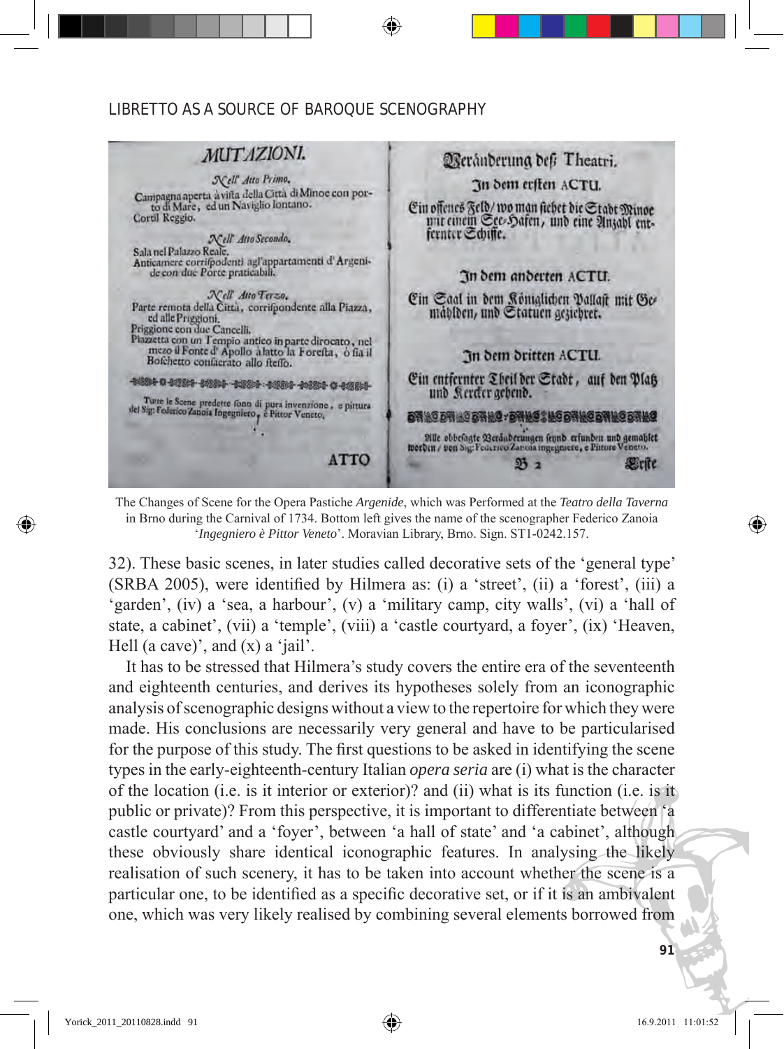The Changes of Scene for the Opera Pastiche *Argenide*, which was Performed at the *Teatro della Taverna* in Brno during the Carnival of 1734. Bottom left gives the name of the scenographer Federico Zanoia '*Ingegniero è Pittor Veneto*'. Moravian Library, Brno. Sign. ST1-0242.157.

32). These basic scenes, in later studies called decorative sets of the 'general type' (SRBA 2005), were identified by Hilmera as: (i) a 'street', (ii) a 'forest', (iii) a 'garden', (iv) a 'sea, a harbour', (v) a 'military camp, city walls', (vi) a 'hall of state, a cabinet', (vii) a 'temple', (viii) a 'castle courtyard, a foyer', (ix) 'Heaven, Hell (a cave)', and (x) a 'jail'.

It has to be stressed that Hilmera's study covers the entire era of the seventeenth and eighteenth centuries, and derives its hypotheses solely from an iconographic analysis of scenographic designs without a view to the repertoire for which they were made. His conclusions are necessarily very general and have to be particularised for the purpose of this study. The first questions to be asked in identifying the scene types in the early-eighteenth-century Italian *opera seria* are (i) what is the character of the location (i.e. is it interior or exterior)? and (ii) what is its function (i.e. is it public or private)? From this perspective, it is important to differentiate between 'a castle courtyard' and a 'foyer', between 'a hall of state' and 'a cabinet', although these obviously share identical iconographic features. In analysing the likely realisation of such scenery, it has to be taken into account whether the scene is a particular one, to be identified as a specific decorative set, or if it is an ambivalent one, which was very likely realised by combining several elements borrowed from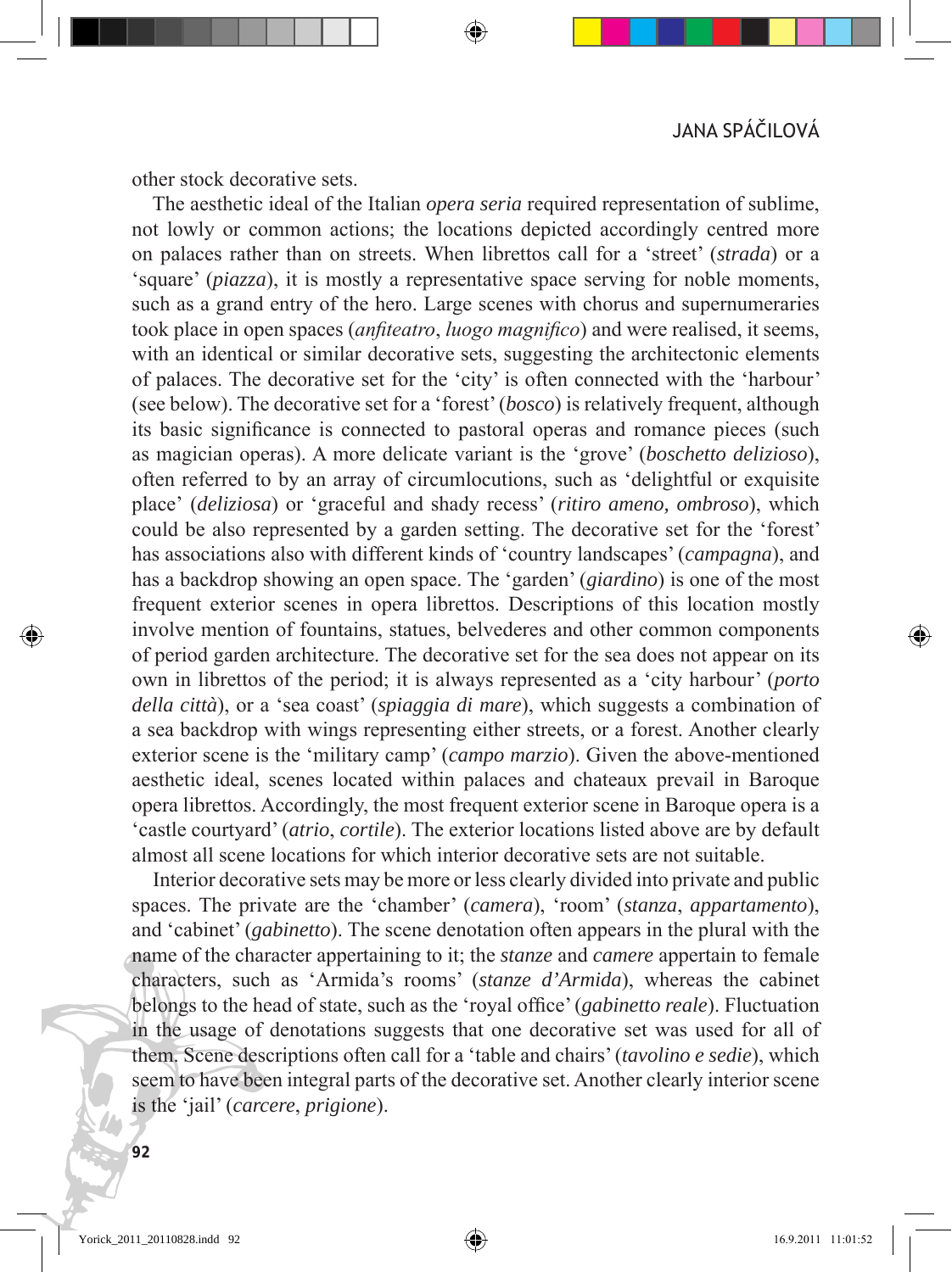other stock decorative sets.

The aesthetic ideal of the Italian *opera seria* required representation of sublime, not lowly or common actions; the locations depicted accordingly centred more on palaces rather than on streets. When librettos call for a 'street' (*strada*) or a 'square' (*piazza*), it is mostly a representative space serving for noble moments, such as a grand entry of the hero. Large scenes with chorus and supernumeraries took place in open spaces (*anfiteatro*, *luogo magnifico*) and were realised, it seems, with an identical or similar decorative sets, suggesting the architectonic elements of palaces. The decorative set for the 'city' is often connected with the 'harbour' (see below). The decorative set for a 'forest' (*bosco*) is relatively frequent, although its basic significance is connected to pastoral operas and romance pieces (such as magician operas). A more delicate variant is the 'grove' (*boschetto delizioso*), often referred to by an array of circumlocutions, such as 'delightful or exquisite place' (*deliziosa*) or 'graceful and shady recess' (*ritiro ameno, ombroso*), which could be also represented by a garden setting. The decorative set for the 'forest' has associations also with different kinds of 'country landscapes' (*campagna*), and has a backdrop showing an open space. The 'garden' (*giardino*) is one of the most frequent exterior scenes in opera librettos. Descriptions of this location mostly involve mention of fountains, statues, belvederes and other common components of period garden architecture. The decorative set for the sea does not appear on its own in librettos of the period; it is always represented as a 'city harbour' (*porto della città*), or a 'sea coast' (*spiaggia di mare*), which suggests a combination of a sea backdrop with wings representing either streets, or a forest. Another clearly exterior scene is the 'military camp' (*campo marzio*). Given the above-mentioned aesthetic ideal, scenes located within palaces and chateaux prevail in Baroque opera librettos. Accordingly, the most frequent exterior scene in Baroque opera is a 'castle courtyard' (*atrio*, *cortile*). The exterior locations listed above are by default almost all scene locations for which interior decorative sets are not suitable.

Interior decorative sets may be more or less clearly divided into private and public spaces. The private are the 'chamber' (*camera*), 'room' (*stanza*, *appartamento*), and 'cabinet' (*gabinetto*). The scene denotation often appears in the plural with the name of the character appertaining to it; the *stanze* and *camere* appertain to female characters, such as 'Armida's rooms' (*stanze d'Armida*), whereas the cabinet belongs to the head of state, such as the 'royal office' (*gabinetto reale*). Fluctuation in the usage of denotations suggests that one decorative set was used for all of them. Scene descriptions often call for a 'table and chairs' (*tavolino e sedie*), which seem to have been integral parts of the decorative set. Another clearly interior scene is the 'jail' (*carcere*, *prigione*).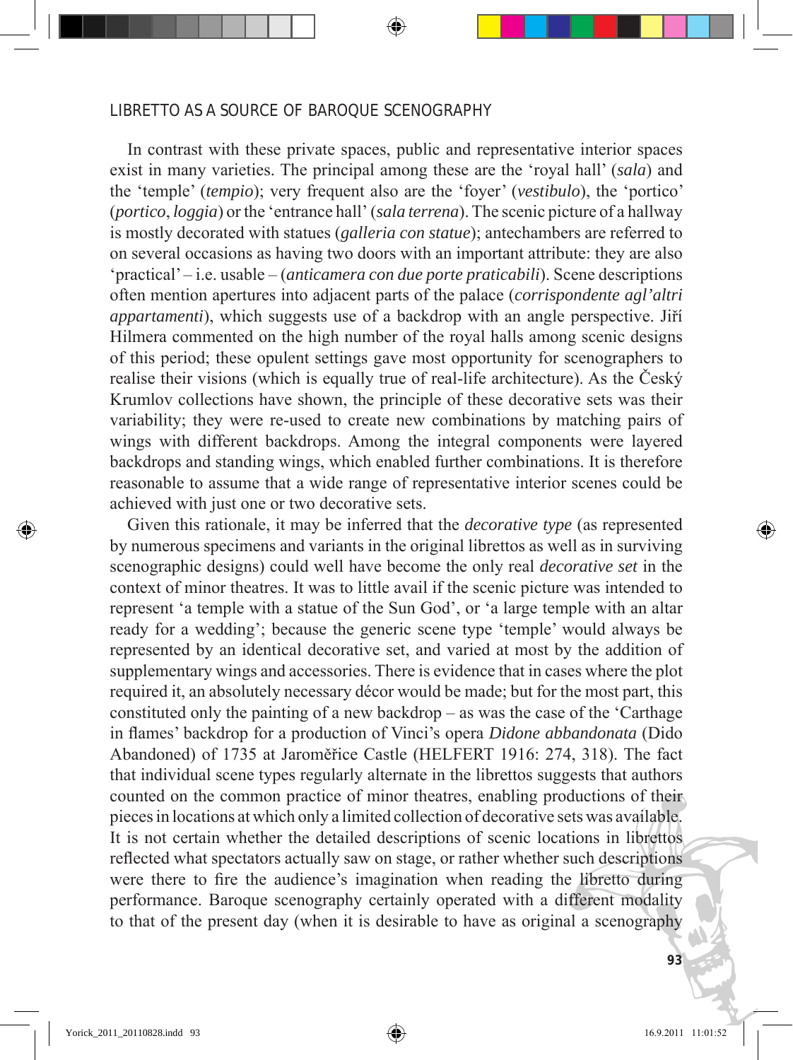In contrast with these private spaces, public and representative interior spaces exist in many varieties. The principal among these are the 'royal hall' (*sala*) and the 'temple' (*tempio*); very frequent also are the 'foyer' (*vestibulo*), the 'portico' (*portico*, *loggia*) or the 'entrance hall' (*sala terrena*). The scenic picture of a hallway is mostly decorated with statues (*galleria con statue*); antechambers are referred to on several occasions as having two doors with an important attribute: they are also 'practical' – i.e. usable – (*anticamera con due porte praticabili*). Scene descriptions often mention apertures into adjacent parts of the palace (*corrispondente agl'altri appartamenti*), which suggests use of a backdrop with an angle perspective. Jiří Hilmera commented on the high number of the royal halls among scenic designs of this period; these opulent settings gave most opportunity for scenographers to realise their visions (which is equally true of real-life architecture). As the Český Krumlov collections have shown, the principle of these decorative sets was their variability; they were re-used to create new combinations by matching pairs of wings with different backdrops. Among the integral components were layered backdrops and standing wings, which enabled further combinations. It is therefore reasonable to assume that a wide range of representative interior scenes could be achieved with just one or two decorative sets.

Given this rationale, it may be inferred that the *decorative type* (as represented by numerous specimens and variants in the original librettos as well as in surviving scenographic designs) could well have become the only real *decorative set* in the context of minor theatres. It was to little avail if the scenic picture was intended to represent 'a temple with a statue of the Sun God', or 'a large temple with an altar ready for a wedding'; because the generic scene type 'temple' would always be represented by an identical decorative set, and varied at most by the addition of supplementary wings and accessories. There is evidence that in cases where the plot required it, an absolutely necessary décor would be made; but for the most part, this constituted only the painting of a new backdrop – as was the case of the 'Carthage in flames' backdrop for a production of Vinci's opera *Didone abbandonata* (Dido Abandoned) of 1735 at Jaroměřice Castle (HELFERT 1916: 274, 318). The fact that individual scene types regularly alternate in the librettos suggests that authors counted on the common practice of minor theatres, enabling productions of their pieces in locations at which only a limited collection of decorative sets was available. It is not certain whether the detailed descriptions of scenic locations in librettos reflected what spectators actually saw on stage, or rather whether such descriptions were there to fire the audience's imagination when reading the libretto during performance. Baroque scenography certainly operated with a different modality to that of the present day (when it is desirable to have as original a scenography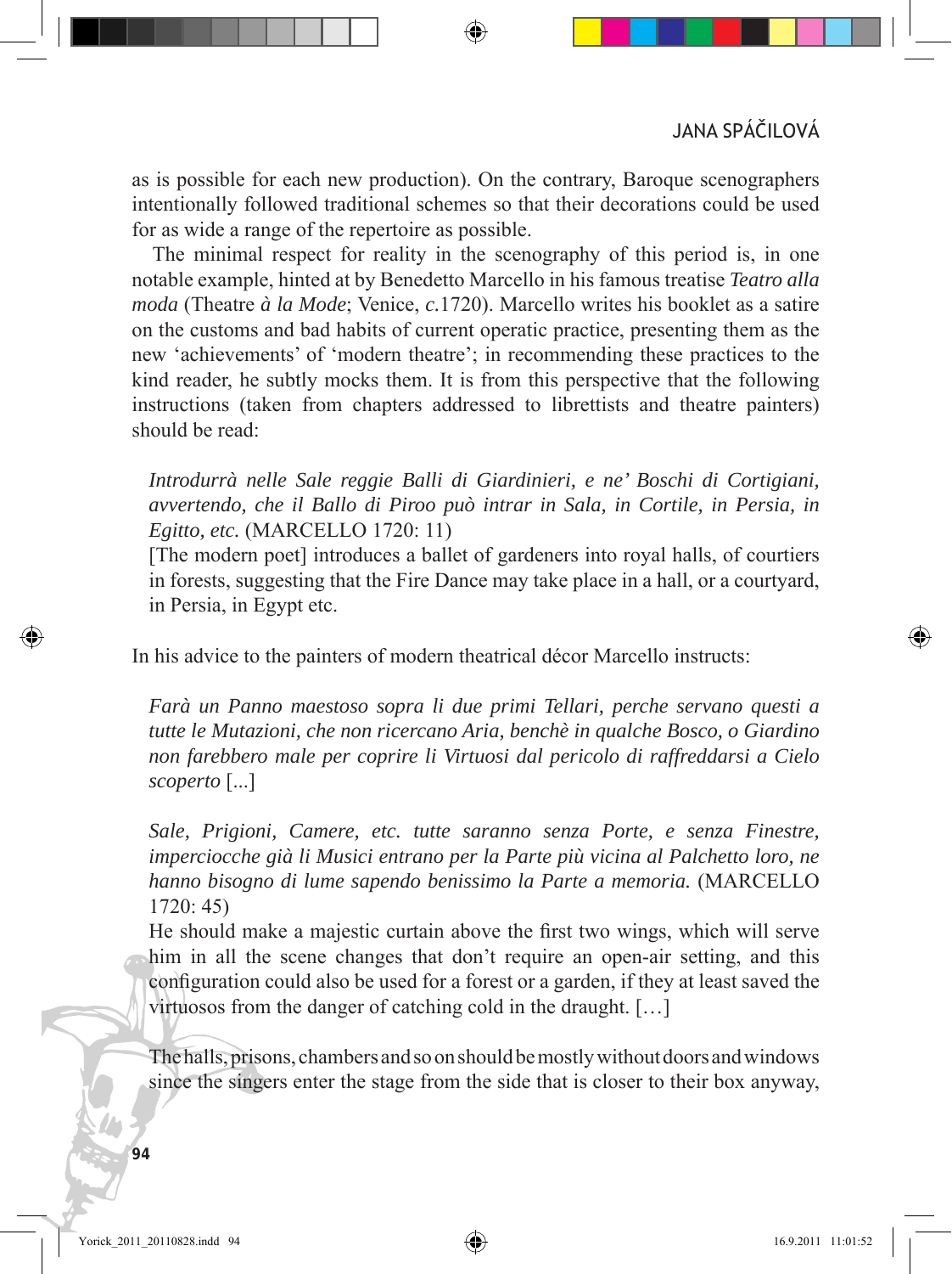as is possible for each new production). On the contrary, Baroque scenographers intentionally followed traditional schemes so that their decorations could be used for as wide a range of the repertoire as possible.

The minimal respect for reality in the scenography of this period is, in one notable example, hinted at by Benedetto Marcello in his famous treatise *Teatro alla moda* (Theatre *à la Mode*; Venice, *c.*1720). Marcello writes his booklet as a satire on the customs and bad habits of current operatic practice, presenting them as the new 'achievements' of 'modern theatre'; in recommending these practices to the kind reader, he subtly mocks them. It is from this perspective that the following instructions (taken from chapters addressed to librettists and theatre painters) should be read:

> *Introdurrà nelle Sale reggie Balli di Giardinieri, e ne' Boschi di Cortigiani, avvertendo, che il Ballo di Piroo può intrar in Sala, in Cortile, in Persia, in Egitto, etc.* (MARCELLO 1720: 11)
>
> [The modern poet] introduces a ballet of gardeners into royal halls, of courtiers in forests, suggesting that the Fire Dance may take place in a hall, or a courtyard, in Persia, in Egypt etc.

In his advice to the painters of modern theatrical décor Marcello instructs:

> *Farà un Panno maestoso sopra li due primi Tellari, perche servano questi a tutte le Mutazioni, che non ricercano Aria, benchè in qualche Bosco, o Giardino non farebbero male per coprire li Virtuosi dal pericolo di raffreddarsi a Cielo scoperto* [...]
>
> *Sale, Prigioni, Camere, etc. tutte saranno senza Porte, e senza Finestre, imperciocche già li Musici entrano per la Parte più vicina al Palchetto loro, ne hanno bisogno di lume sapendo benissimo la Parte a memoria.* (MARCELLO 1720: 45)
>
> He should make a majestic curtain above the first two wings, which will serve him in all the scene changes that don't require an open-air setting, and this configuration could also be used for a forest or a garden, if they at least saved the virtuosos from the danger of catching cold in the draught. […]
>
> The halls, prisons, chambers and so on should be mostly without doors and windows since the singers enter the stage from the side that is closer to their box anyway,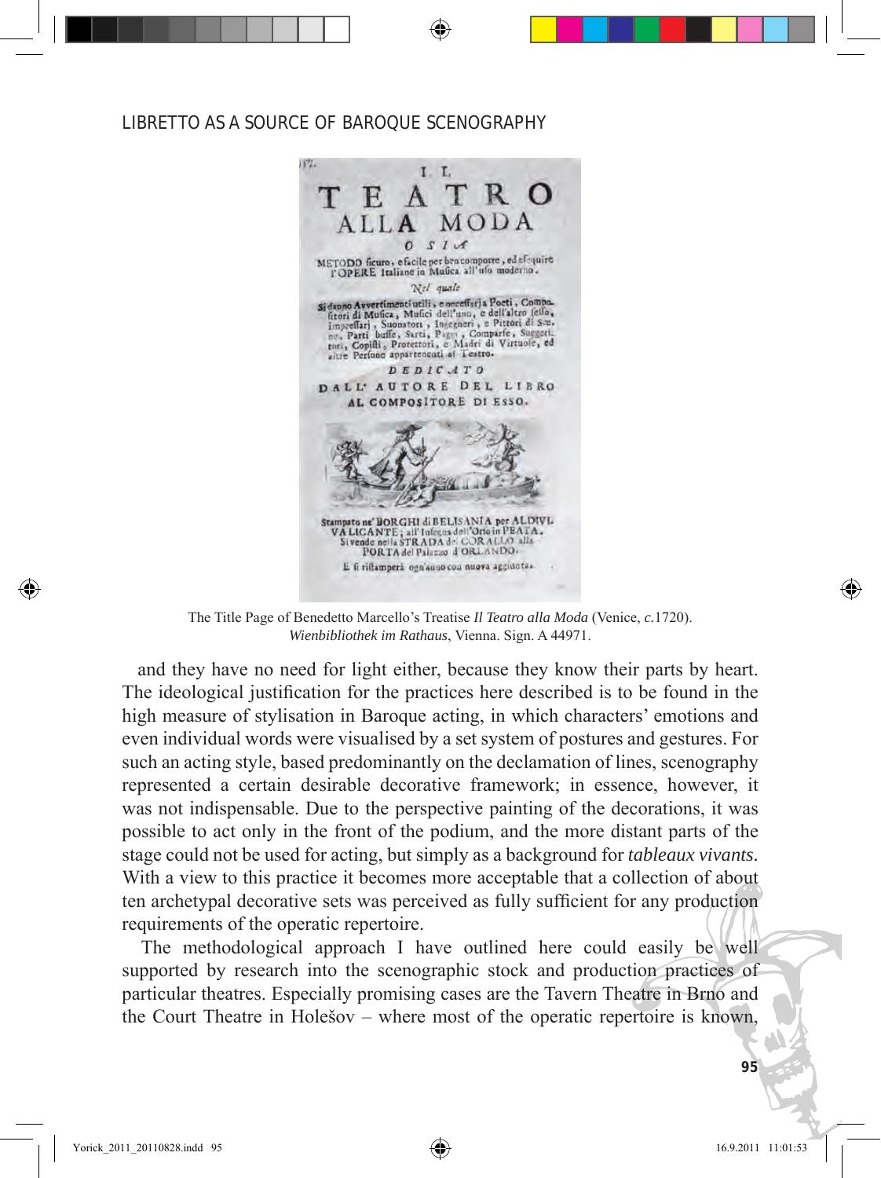The Title Page of Benedetto Marcello's Treatise *Il Teatro alla Moda* (Venice, *c.*1720). *Wienbibliothek im Rathaus*, Vienna. Sign. A 44971.

and they have no need for light either, because they know their parts by heart. The ideological justification for the practices here described is to be found in the high measure of stylisation in Baroque acting, in which characters' emotions and even individual words were visualised by a set system of postures and gestures. For such an acting style, based predominantly on the declamation of lines, scenography represented a certain desirable decorative framework; in essence, however, it was not indispensable. Due to the perspective painting of the decorations, it was possible to act only in the front of the podium, and the more distant parts of the stage could not be used for acting, but simply as a background for *tableaux vivants*. With a view to this practice it becomes more acceptable that a collection of about ten archetypal decorative sets was perceived as fully sufficient for any production requirements of the operatic repertoire.

The methodological approach I have outlined here could easily be well supported by research into the scenographic stock and production practices of particular theatres. Especially promising cases are the Tavern Theatre in Brno and the Court Theatre in Holešov – where most of the operatic repertoire is known,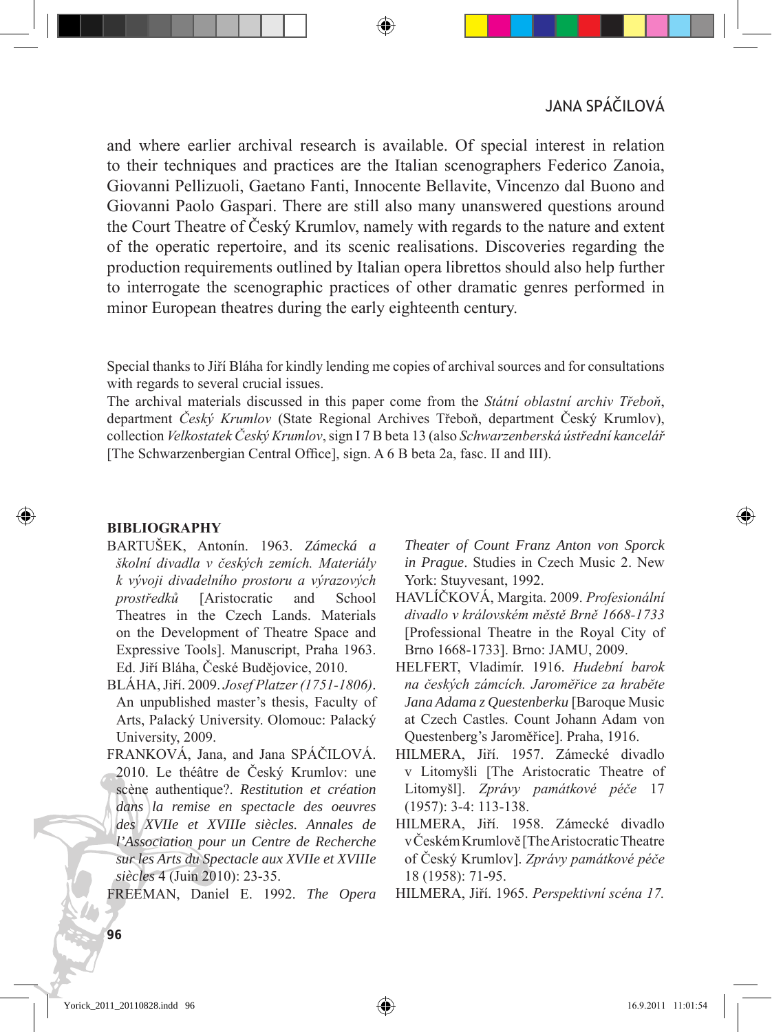and where earlier archival research is available. Of special interest in relation to their techniques and practices are the Italian scenographers Federico Zanoia, Giovanni Pellizuoli, Gaetano Fanti, Innocente Bellavite, Vincenzo dal Buono and Giovanni Paolo Gaspari. There are still also many unanswered questions around the Court Theatre of Český Krumlov, namely with regards to the nature and extent of the operatic repertoire, and its scenic realisations. Discoveries regarding the production requirements outlined by Italian opera librettos should also help further to interrogate the scenographic practices of other dramatic genres performed in minor European theatres during the early eighteenth century.

Special thanks to Jiří Bláha for kindly lending me copies of archival sources and for consultations with regards to several crucial issues.
The archival materials discussed in this paper come from the *Státní oblastní archiv Třeboň*, department *Český Krumlov* (State Regional Archives Třeboň, department Český Krumlov), collection *Velkostatek Český Krumlov*, sign I 7 B beta 13 (also *Schwarzenberská ústřední kancelář* [The Schwarzenbergian Central Office], sign. A 6 B beta 2a, fasc. II and III).

**BIBLIOGRAPHY**

BARTUŠEK, Antonín. 1963. *Zámecká a školní divadla v českých zemích. Materiály k vývoji divadelního prostoru a výrazových prostředků* [Aristocratic and School Theatres in the Czech Lands. Materials on the Development of Theatre Space and Expressive Tools]. Manuscript, Praha 1963. Ed. Jiří Bláha, České Budějovice, 2010.

BLÁHA, Jiří. 2009. *Josef Platzer (1751-1806)*. An unpublished master's thesis, Faculty of Arts, Palacký University. Olomouc: Palacký University, 2009.

FRANKOVÁ, Jana, and Jana SPÁČILOVÁ. 2010. Le théâtre de Český Krumlov: une scène authentique?. *Restitution et création dans la remise en spectacle des oeuvres des XVIIe et XVIIIe siècles. Annales de l'Association pour un Centre de Recherche sur les Arts du Spectacle aux XVIIe et XVIIIe siècles* 4 (Juin 2010): 23-35.

FREEMAN, Daniel E. 1992. *The Opera Theater of Count Franz Anton von Sporck in Prague*. Studies in Czech Music 2. New York: Stuyvesant, 1992.

HAVLÍČKOVÁ, Margita. 2009. *Profesionální divadlo v královském městě Brně 1668-1733* [Professional Theatre in the Royal City of Brno 1668-1733]. Brno: JAMU, 2009.

HELFERT, Vladimír. 1916. *Hudební barok na českých zámcích. Jaroměřice za hraběte Jana Adama z Questenberku* [Baroque Music at Czech Castles. Count Johann Adam von Questenberg's Jaroměřice]. Praha, 1916.

HILMERA, Jiří. 1957. Zámecké divadlo v Litomyšli [The Aristocratic Theatre of Litomyšl]. *Zprávy památkové péče* 17 (1957): 3-4: 113-138.

HILMERA, Jiří. 1958. Zámecké divadlo v Českém Krumlově [The Aristocratic Theatre of Český Krumlov]. *Zprávy památkové péče* 18 (1958): 71-95.

HILMERA, Jiří. 1965. *Perspektivní scéna 17.*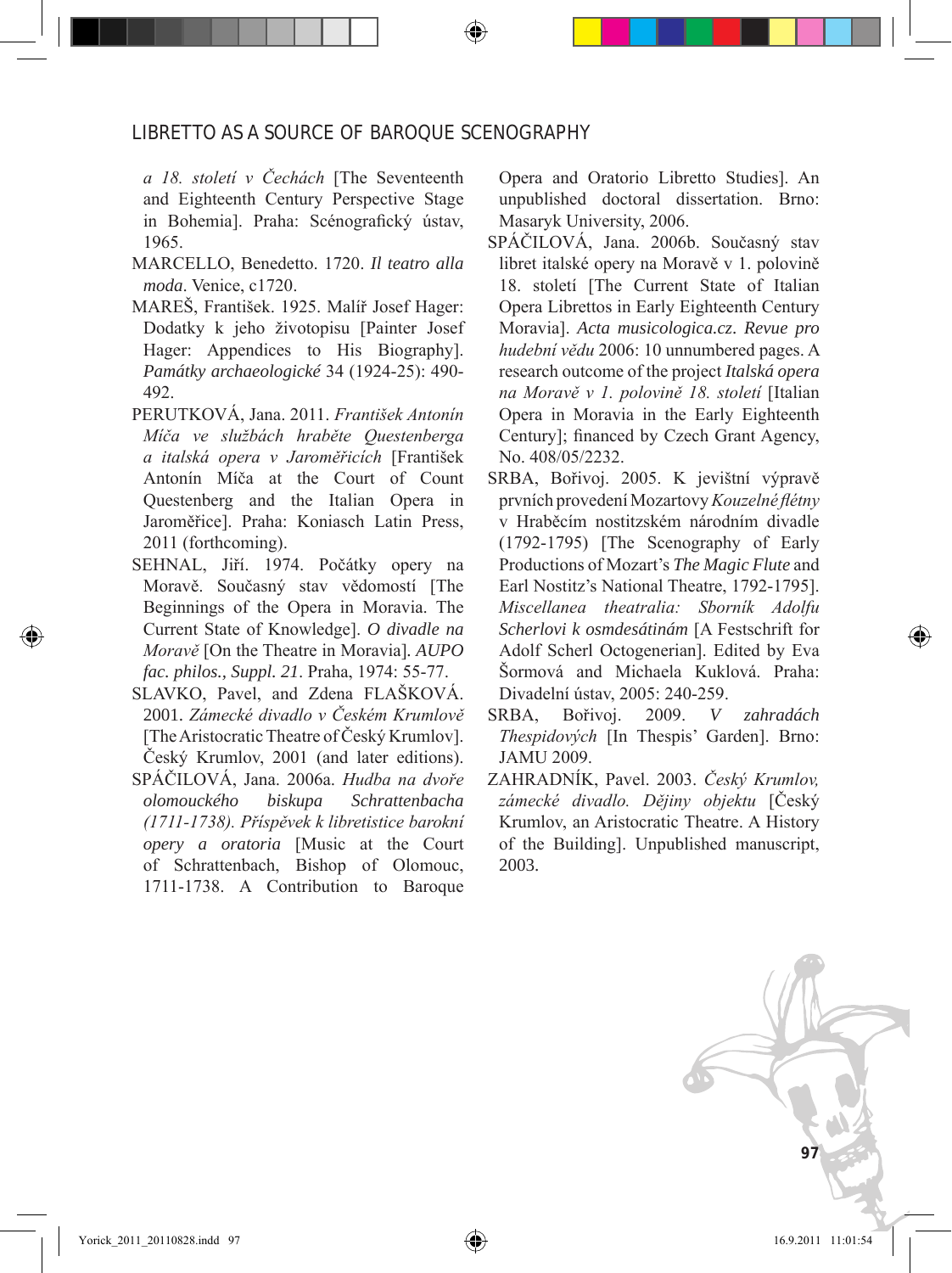*a 18. století v Čechách* [The Seventeenth and Eighteenth Century Perspective Stage in Bohemia]. Praha: Scénografický ústav, 1965.

MARCELLO, Benedetto. 1720. *Il teatro alla moda*. Venice, c1720.

MAREŠ, František. 1925. Malíř Josef Hager: Dodatky k jeho životopisu [Painter Josef Hager: Appendices to His Biography]. *Památky archaeologické* 34 (1924-25): 490-492.

PERUTKOVÁ, Jana. 2011. *František Antonín Míča ve službách hraběte Questenberga a italská opera v Jaroměřicích* [František Antonín Míča at the Court of Count Questenberg and the Italian Opera in Jaroměřice]. Praha: Koniasch Latin Press, 2011 (forthcoming).

SEHNAL, Jiří. 1974. Počátky opery na Moravě. Současný stav vědomostí [The Beginnings of the Opera in Moravia. The Current State of Knowledge]. *O divadle na Moravě* [On the Theatre in Moravia]. *AUPO fac. philos., Suppl. 21*. Praha, 1974: 55-77.

SLAVKO, Pavel, and Zdena FLAŠKOVÁ. 2001. *Zámecké divadlo v Českém Krumlově* [The Aristocratic Theatre of Český Krumlov]. Český Krumlov, 2001 (and later editions).

SPÁČILOVÁ, Jana. 2006a. *Hudba na dvoře olomouckého biskupa Schrattenbacha (1711-1738). Příspěvek k libretistice barokní opery a oratoria* [Music at the Court of Schrattenbach, Bishop of Olomouc, 1711-1738. A Contribution to Baroque Opera and Oratorio Libretto Studies]. An unpublished doctoral dissertation. Brno: Masaryk University, 2006.

SPÁČILOVÁ, Jana. 2006b. Současný stav libret italské opery na Moravě v 1. polovině 18. století [The Current State of Italian Opera Librettos in Early Eighteenth Century Moravia]. *Acta musicologica.cz. Revue pro hudební vědu* 2006: 10 unnumbered pages. A research outcome of the project *Italská opera na Moravě v 1. polovině 18. století* [Italian Opera in Moravia in the Early Eighteenth Century]; financed by Czech Grant Agency, No. 408/05/2232.

SRBA, Bořivoj. 2005. K jevištní výpravě prvních provedení Mozartovy *Kouzelné flétny* v Hraběcím nostitzském národním divadle (1792-1795) [The Scenography of Early Productions of Mozart's *The Magic Flute* and Earl Nostitz's National Theatre, 1792-1795]. *Miscellanea theatralia: Sborník Adolfu Scherlovi k osmdesátinám* [A Festschrift for Adolf Scherl Octogenerian]. Edited by Eva Šormová and Michaela Kuklová. Praha: Divadelní ústav, 2005: 240-259.

SRBA, Bořivoj. 2009. *V zahradách Thespidových* [In Thespis' Garden]. Brno: JAMU 2009.

ZAHRADNÍK, Pavel. 2003. *Český Krumlov, zámecké divadlo. Dějiny objektu* [Český Krumlov, an Aristocratic Theatre. A History of the Building]. Unpublished manuscript, 2003.